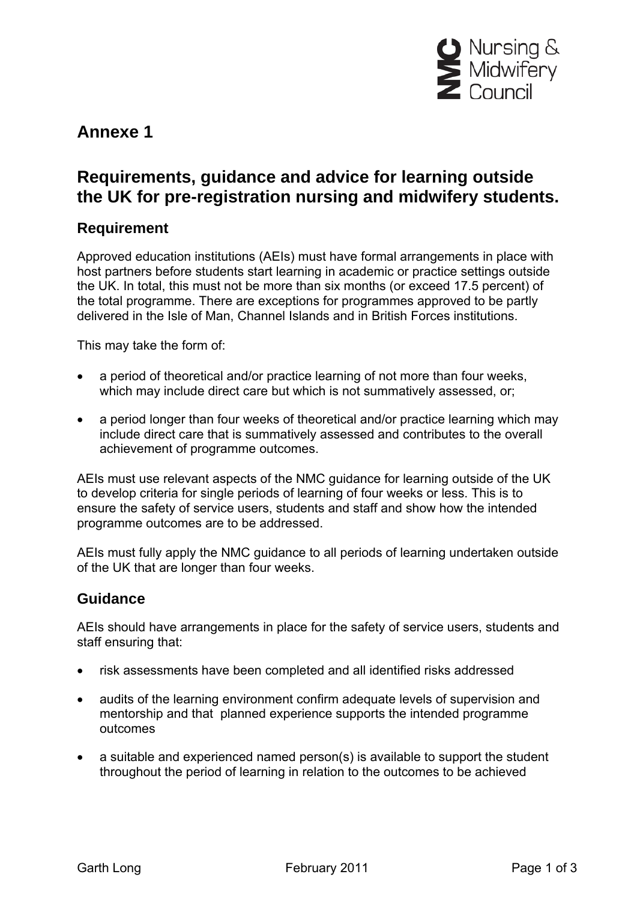## Annexe 1

## Requirements, guidance and advice for learning outside the UK for pre-registration nursing and midwifery students.

### Requirement

Approved education institutions (AEIs) must have formal arrangements in place with host partners before students start learning in academic or practice settings outside the UK. In total, this must not be more than six months (or exceed 17.5 percent) of the total programme. There are exceptions for programmes approved to be partly delivered in the Isle of Man, Channel Islands and in British Forces institutions.

This may take the form of:

- a period of theoretical and/or practice learning of not more than four weeks, which may include direct care but which is not summatively assessed, or;
- a period longer than four weeks of theoretical and/or practice learning which may include direct care that is summatively assessed and contributes to the overall achievement of programme outcomes.

AEIs must use relevant aspects of the NMC guidance for learning outside of the UK to develop criteria for single periods of learning of four weeks or less. This is to ensure the safety of service users, students and staff and show how the intended programme outcomes are to be addressed.

AEIs must fully apply the NMC guidance to all periods of learning undertaken outside of the UK that are longer than four weeks.

### Guidance

AEIs should have arrangements in place for the safety of service users, students and staff ensuring that:

- risk assessments have been completed and all identified risks addressed
- audits of the learning environment confirm adequate levels of supervision and mentorship and that planned experience supports the intended programme outcomes
- a suitable and experienced named person(s) is available to support the student throughout the period of learning in relation to the outcomes to be achieved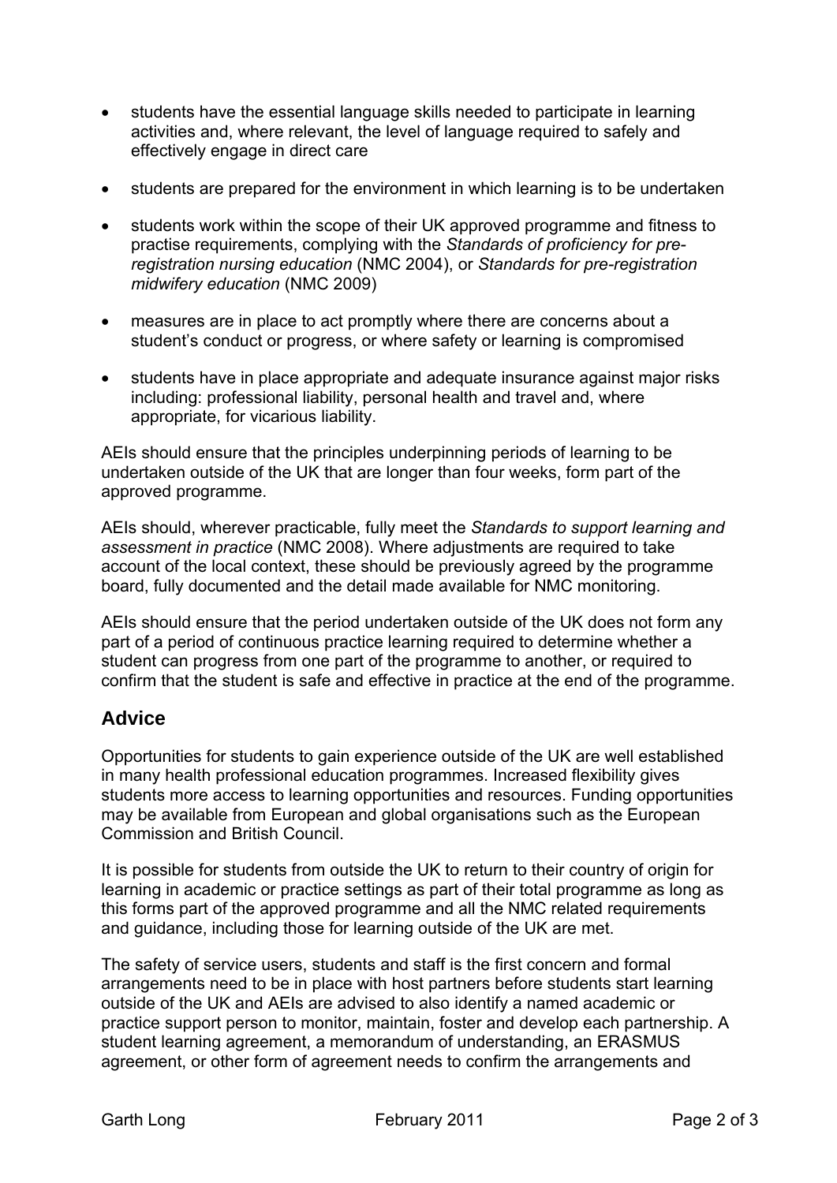- students have the essential language skills needed to participate in learning activities and, where relevant, the level of language required to safely and effectively engage in direct care

- students are prepared for the environment in which learning is to be undertaken

- students work within the scope of their UK approved programme and fitness to practise requirements, complying with the *Standards of proficiency for pre-registration nursing education* (NMC 2004), or *Standards for pre-registration midwifery education* (NMC 2009)

- measures are in place to act promptly where there are concerns about a student's conduct or progress, or where safety or learning is compromised

- students have in place appropriate and adequate insurance against major risks including: professional liability, personal health and travel and, where appropriate, for vicarious liability.

AEIs should ensure that the principles underpinning periods of learning to be undertaken outside of the UK that are longer than four weeks, form part of the approved programme.

AEIs should, wherever practicable, fully meet the *Standards to support learning and assessment in practice* (NMC 2008). Where adjustments are required to take account of the local context, these should be previously agreed by the programme board, fully documented and the detail made available for NMC monitoring.

AEIs should ensure that the period undertaken outside of the UK does not form any part of a period of continuous practice learning required to determine whether a student can progress from one part of the programme to another, or required to confirm that the student is safe and effective in practice at the end of the programme.

## Advice

Opportunities for students to gain experience outside of the UK are well established in many health professional education programmes. Increased flexibility gives students more access to learning opportunities and resources. Funding opportunities may be available from European and global organisations such as the European Commission and British Council.

It is possible for students from outside the UK to return to their country of origin for learning in academic or practice settings as part of their total programme as long as this forms part of the approved programme and all the NMC related requirements and guidance, including those for learning outside of the UK are met.

The safety of service users, students and staff is the first concern and formal arrangements need to be in place with host partners before students start learning outside of the UK and AEIs are advised to also identify a named academic or practice support person to monitor, maintain, foster and develop each partnership. A student learning agreement, a memorandum of understanding, an ERASMUS agreement, or other form of agreement needs to confirm the arrangements and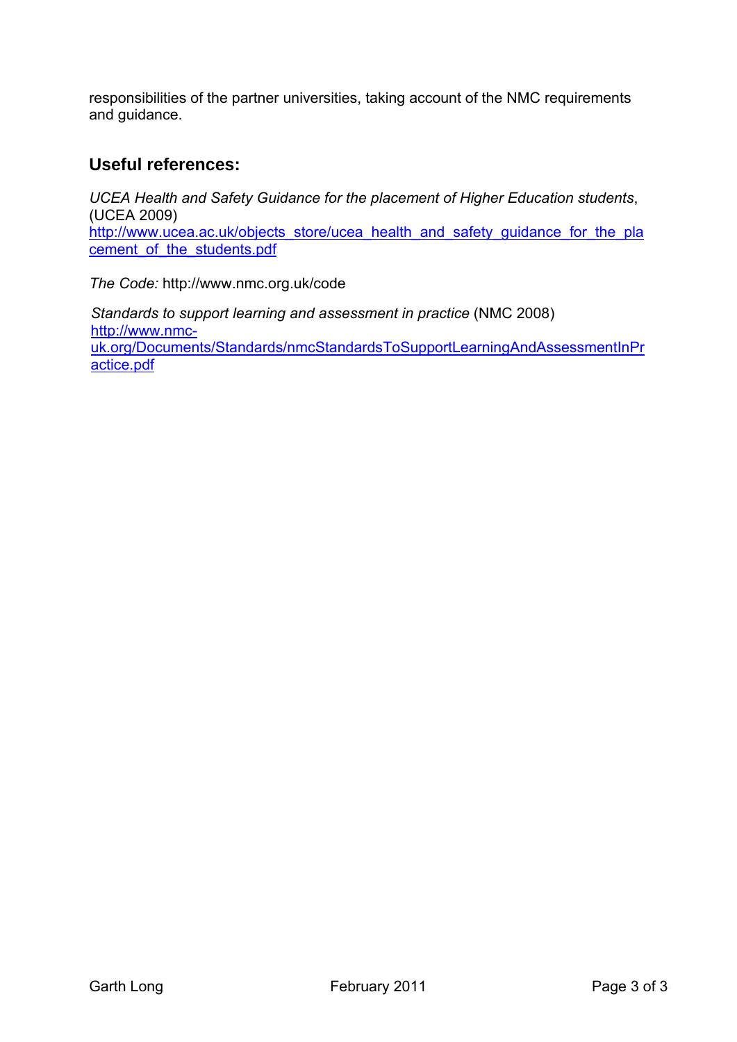responsibilities of the partner universities, taking account of the NMC requirements and guidance.

## Useful references:

*UCEA Health and Safety Guidance for the placement of Higher Education students*, (UCEA 2009)
http://www.ucea.ac.uk/objects_store/ucea_health_and_safety_guidance_for_the_placement_of_the_students.pdf

*The Code:* http://www.nmc.org.uk/code

*Standards to support learning and assessment in practice* (NMC 2008)
http://www.nmc-uk.org/Documents/Standards/nmcStandardsToSupportLearningAndAssessmentInPractice.pdf

Garth Long February 2011